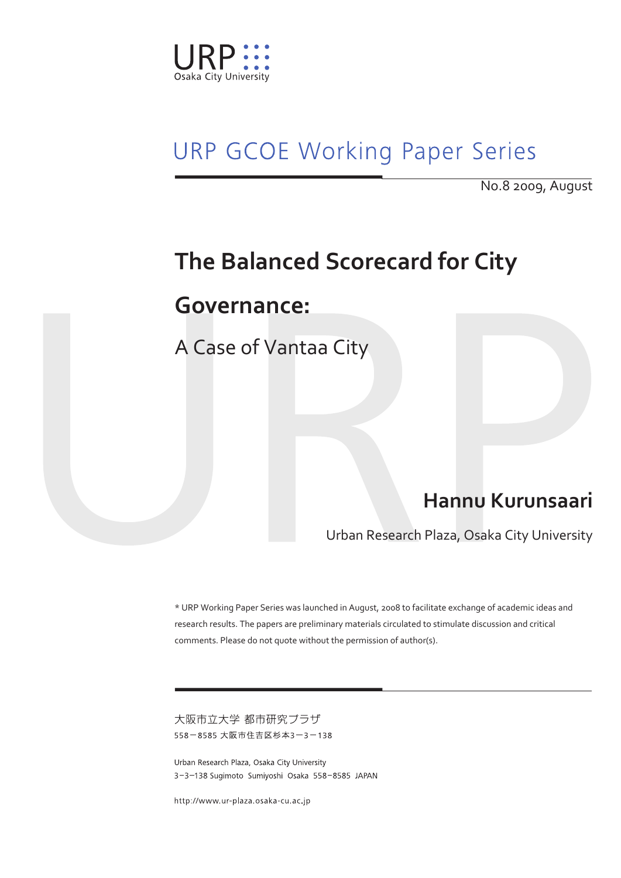URP
Osaka City University

URP GCOE Working Paper Series

No.8 2009, August

# The Balanced Scorecard for City Governance:

## A Case of Vantaa City

**Hannu Kurunsaari**

Urban Research Plaza, Osaka City University

* URP Working Paper Series was launched in August, 2008 to facilitate exchange of academic ideas and research results. The papers are preliminary materials circulated to stimulate discussion and critical comments. Please do not quote without the permission of author(s).

大阪市立大学 都市研究プラザ
558－8585 大阪市住吉区杉本3－3－138

Urban Research Plaza, Osaka City University
3－3－138 Sugimoto Sumiyoshi Osaka 558－8585 JAPAN

http://www.ur-plaza.osaka-cu.ac.jp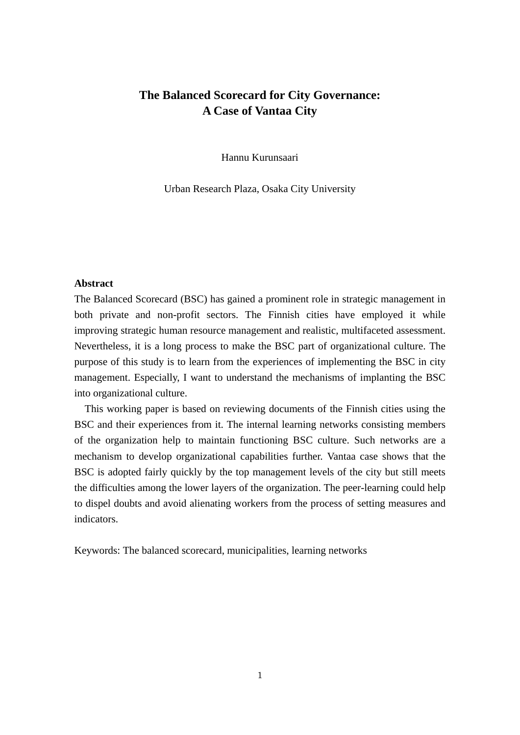# The Balanced Scorecard for City Governance: A Case of Vantaa City

Hannu Kurunsaari

Urban Research Plaza, Osaka City University

**Abstract**

The Balanced Scorecard (BSC) has gained a prominent role in strategic management in both private and non-profit sectors. The Finnish cities have employed it while improving strategic human resource management and realistic, multifaceted assessment. Nevertheless, it is a long process to make the BSC part of organizational culture. The purpose of this study is to learn from the experiences of implementing the BSC in city management. Especially, I want to understand the mechanisms of implanting the BSC into organizational culture.

This working paper is based on reviewing documents of the Finnish cities using the BSC and their experiences from it. The internal learning networks consisting members of the organization help to maintain functioning BSC culture. Such networks are a mechanism to develop organizational capabilities further. Vantaa case shows that the BSC is adopted fairly quickly by the top management levels of the city but still meets the difficulties among the lower layers of the organization. The peer-learning could help to dispel doubts and avoid alienating workers from the process of setting measures and indicators.

Keywords: The balanced scorecard, municipalities, learning networks